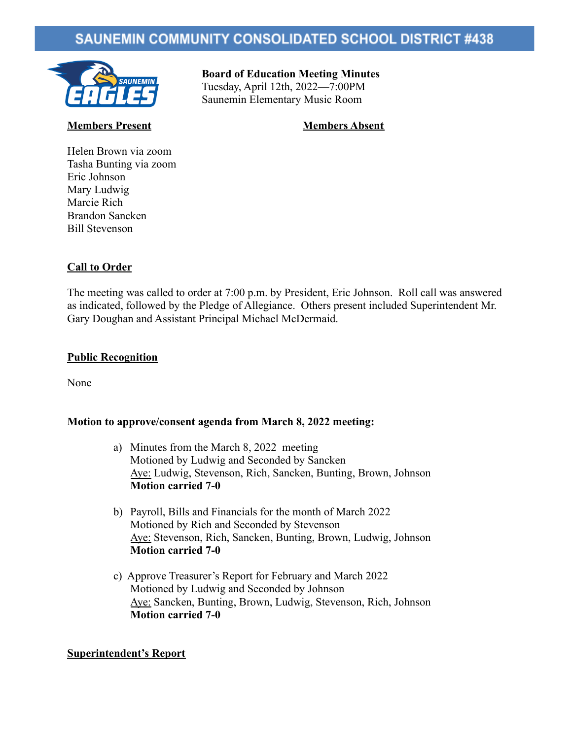# SAUNEMIN COMMUNITY CONSOLIDATED SCHOOL DISTRICT #438

**Board of Education Meeting Minutes**
Tuesday, April 12th, 2022—7:00PM
Saunemin Elementary Music Room

**Members Present**

Helen Brown via zoom
Tasha Bunting via zoom
Eric Johnson
Mary Ludwig
Marcie Rich
Brandon Sancken
Bill Stevenson

**Members Absent**

**Call to Order**

The meeting was called to order at 7:00 p.m. by President, Eric Johnson. Roll call was answered as indicated, followed by the Pledge of Allegiance. Others present included Superintendent Mr. Gary Doughan and Assistant Principal Michael McDermaid.

**Public Recognition**

None

**Motion to approve/consent agenda from March 8, 2022 meeting:**

a) Minutes from the March 8, 2022 meeting
Motioned by Ludwig and Seconded by Sancken
Aye: Ludwig, Stevenson, Rich, Sancken, Bunting, Brown, Johnson
**Motion carried 7-0**

b) Payroll, Bills and Financials for the month of March 2022
Motioned by Rich and Seconded by Stevenson
Aye: Stevenson, Rich, Sancken, Bunting, Brown, Ludwig, Johnson
**Motion carried 7-0**

c) Approve Treasurer's Report for February and March 2022
Motioned by Ludwig and Seconded by Johnson
Aye: Sancken, Bunting, Brown, Ludwig, Stevenson, Rich, Johnson
**Motion carried 7-0**

**Superintendent's Report**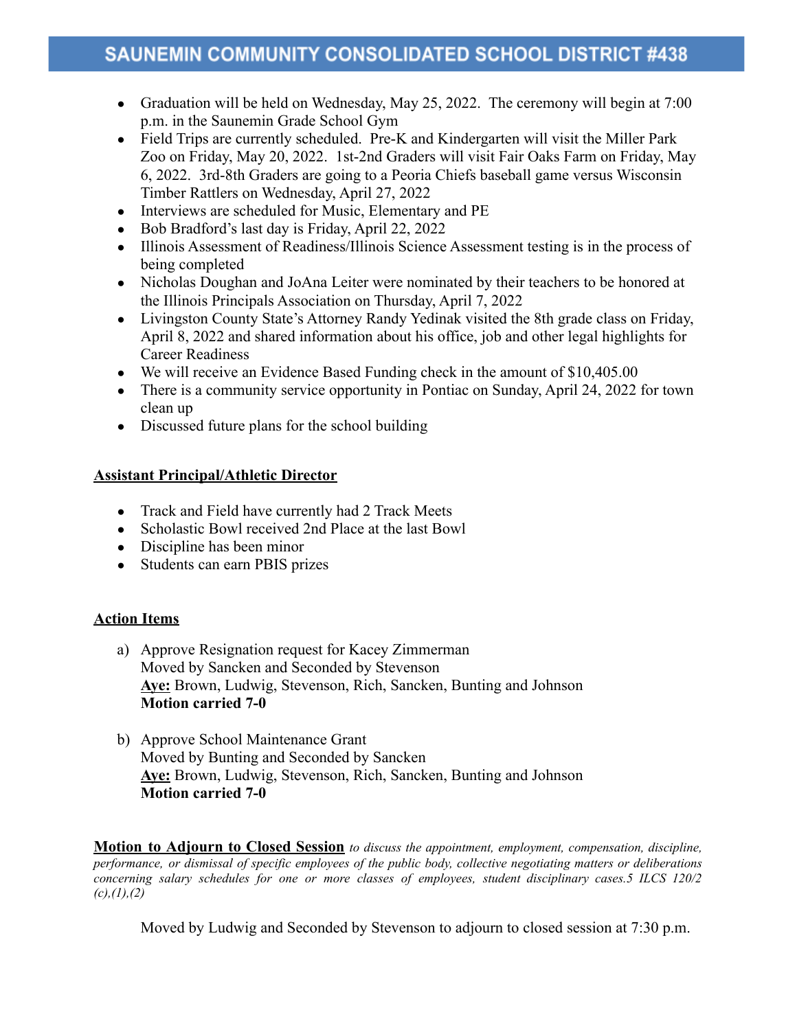- Graduation will be held on Wednesday, May 25, 2022. The ceremony will begin at 7:00 p.m. in the Saunemin Grade School Gym
- Field Trips are currently scheduled. Pre-K and Kindergarten will visit the Miller Park Zoo on Friday, May 20, 2022. 1st-2nd Graders will visit Fair Oaks Farm on Friday, May 6, 2022. 3rd-8th Graders are going to a Peoria Chiefs baseball game versus Wisconsin Timber Rattlers on Wednesday, April 27, 2022
- Interviews are scheduled for Music, Elementary and PE
- Bob Bradford's last day is Friday, April 22, 2022
- Illinois Assessment of Readiness/Illinois Science Assessment testing is in the process of being completed
- Nicholas Doughan and JoAna Leiter were nominated by their teachers to be honored at the Illinois Principals Association on Thursday, April 7, 2022
- Livingston County State's Attorney Randy Yedinak visited the 8th grade class on Friday, April 8, 2022 and shared information about his office, job and other legal highlights for Career Readiness
- We will receive an Evidence Based Funding check in the amount of $10,405.00
- There is a community service opportunity in Pontiac on Sunday, April 24, 2022 for town clean up
- Discussed future plans for the school building

**Assistant Principal/Athletic Director**

- Track and Field have currently had 2 Track Meets
- Scholastic Bowl received 2nd Place at the last Bowl
- Discipline has been minor
- Students can earn PBIS prizes

**Action Items**

a) Approve Resignation request for Kacey Zimmerman
   Moved by Sancken and Seconded by Stevenson
   **Aye:** Brown, Ludwig, Stevenson, Rich, Sancken, Bunting and Johnson
   **Motion carried 7-0**

b) Approve School Maintenance Grant
   Moved by Bunting and Seconded by Sancken
   **Aye:** Brown, Ludwig, Stevenson, Rich, Sancken, Bunting and Johnson
   **Motion carried 7-0**

**Motion to Adjourn to Closed Session** *to discuss the appointment, employment, compensation, discipline, performance, or dismissal of specific employees of the public body, collective negotiating matters or deliberations concerning salary schedules for one or more classes of employees, student disciplinary cases.5 ILCS 120/2 (c),(1),(2)*

Moved by Ludwig and Seconded by Stevenson to adjourn to closed session at 7:30 p.m.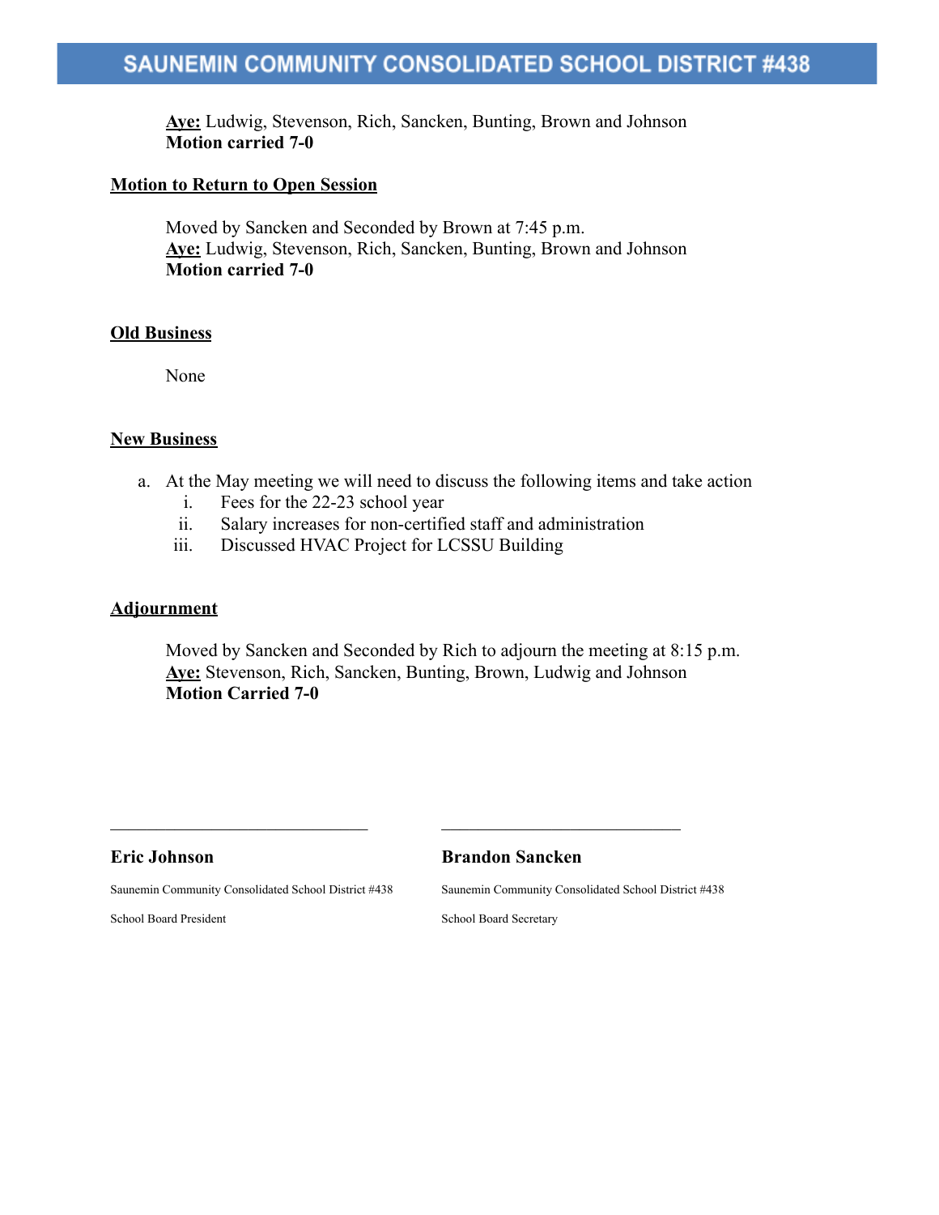**Aye:** Ludwig, Stevenson, Rich, Sancken, Bunting, Brown and Johnson
**Motion carried 7-0**

## Motion to Return to Open Session

Moved by Sancken and Seconded by Brown at 7:45 p.m.
**Aye:** Ludwig, Stevenson, Rich, Sancken, Bunting, Brown and Johnson
**Motion carried 7-0**

## Old Business

None

## New Business

a. At the May meeting we will need to discuss the following items and take action
   i. Fees for the 22-23 school year
   ii. Salary increases for non-certified staff and administration
   iii. Discussed HVAC Project for LCSSU Building

## Adjournment

Moved by Sancken and Seconded by Rich to adjourn the meeting at 8:15 p.m.
**Aye:** Stevenson, Rich, Sancken, Bunting, Brown, Ludwig and Johnson
**Motion Carried 7-0**

_____________________________

**Eric Johnson**

Saunemin Community Consolidated School District #438

School Board President

_____________________________

**Brandon Sancken**

Saunemin Community Consolidated School District #438

School Board Secretary